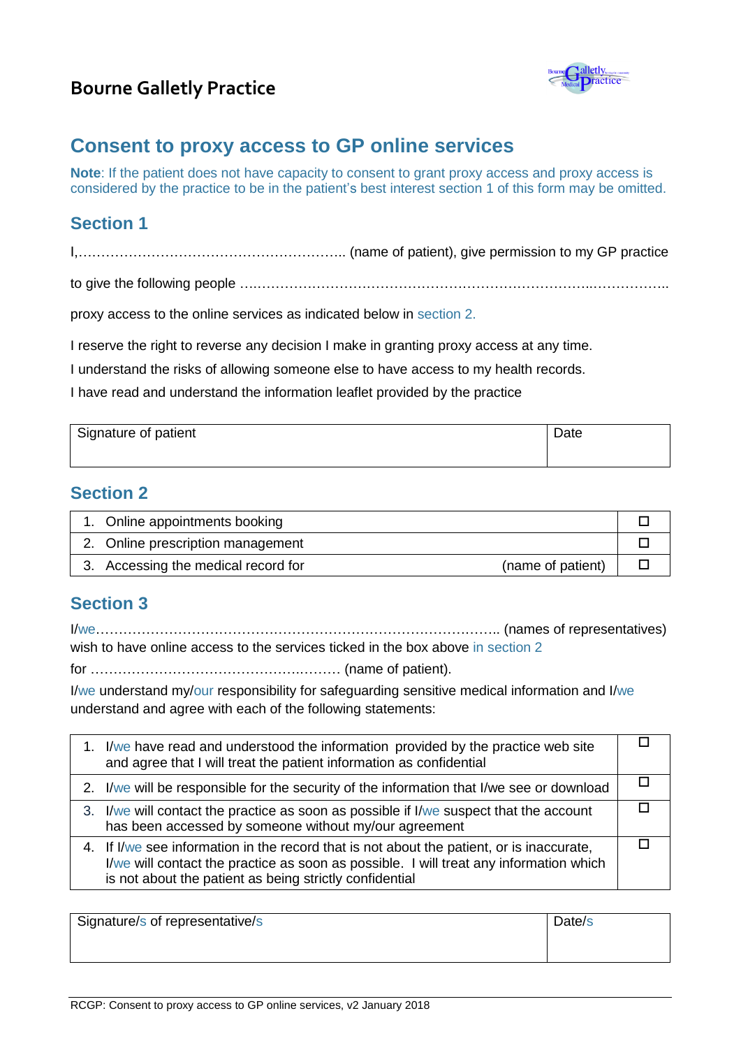**Bourne Galletly Practice**

# Consent to proxy access to GP online services

**Note**: If the patient does not have capacity to consent to grant proxy access and proxy access is considered by the practice to be in the patient's best interest section 1 of this form may be omitted.

## Section 1

I,………………………………………………….. (name of patient), give permission to my GP practice

to give the following people ….………….……………………….…………….……………..……………..

proxy access to the online services as indicated below in section 2.

I reserve the right to reverse any decision I make in granting proxy access at any time.

I understand the risks of allowing someone else to have access to my health records.

I have read and understand the information leaflet provided by the practice

| Signature of patient | Date |
|---|---|
| | |

## Section 2

| | |
|---|---|
| 1. Online appointments booking | ☐ |
| 2. Online prescription management | ☐ |
| 3. Accessing the medical record for (name of patient) | ☐ |

## Section 3

I/we……………………………………………………………………………….. (names of representatives) wish to have online access to the services ticked in the box above in section 2

for ………………………………………….……… (name of patient).

I/we understand my/our responsibility for safeguarding sensitive medical information and I/we understand and agree with each of the following statements:

| | |
|---|---|
| 1. I/we have read and understood the information provided by the practice web site and agree that I will treat the patient information as confidential | ☐ |
| 2. I/we will be responsible for the security of the information that I/we see or download | ☐ |
| 3. I/we will contact the practice as soon as possible if I/we suspect that the account has been accessed by someone without my/our agreement | ☐ |
| 4. If I/we see information in the record that is not about the patient, or is inaccurate, I/we will contact the practice as soon as possible. I will treat any information which is not about the patient as being strictly confidential | ☐ |

| Signature/s of representative/s | Date/s |
|---|---|
| | |

RCGP: Consent to proxy access to GP online services, v2 January 2018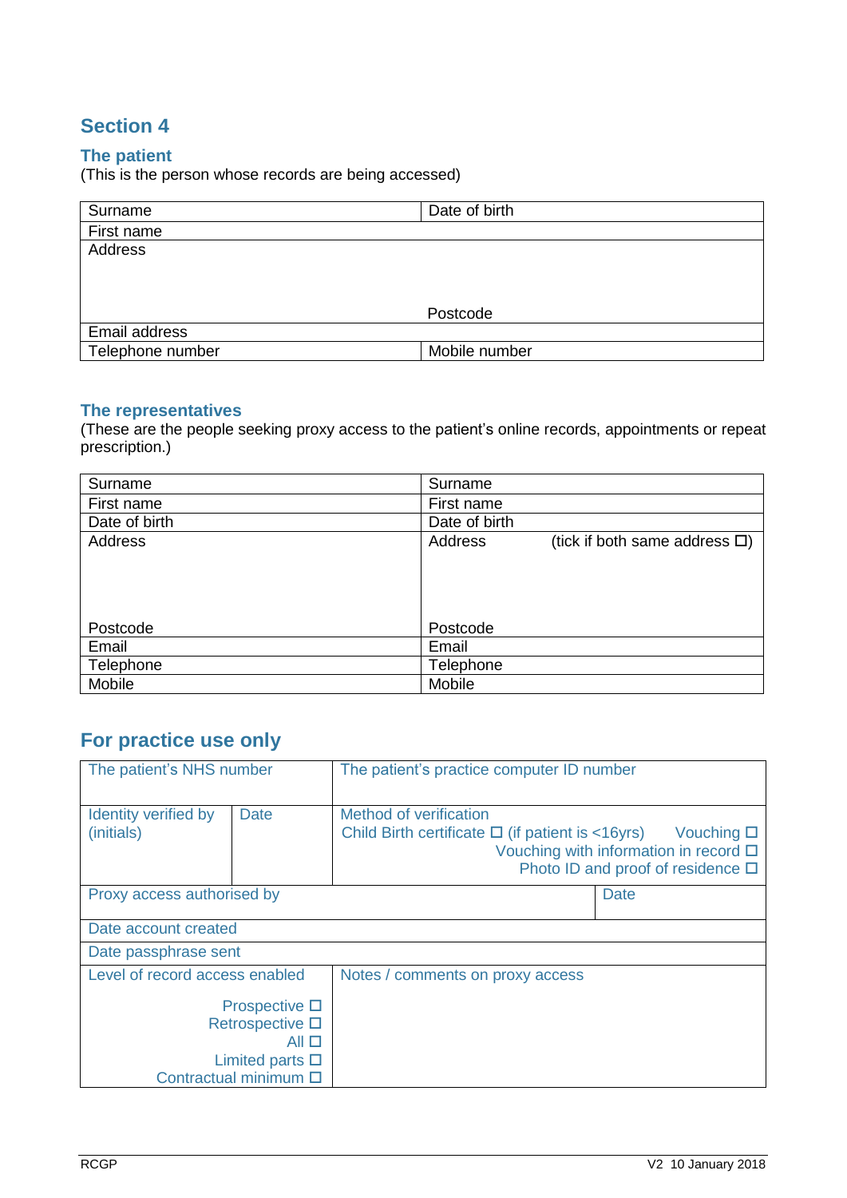## Section 4

### The patient

(This is the person whose records are being accessed)

| | |
|---|---|
| Surname | Date of birth |
| First name | |
| Address<br><br>Postcode | |
| Email address | |
| Telephone number | Mobile number |

### The representatives

(These are the people seeking proxy access to the patient's online records, appointments or repeat prescription.)

| | |
|---|---|
| Surname | Surname |
| First name | First name |
| Date of birth | Date of birth |
| Address<br><br>Postcode | Address (tick if both same address ☐)<br><br>Postcode |
| Email | Email |
| Telephone | Telephone |
| Mobile | Mobile |

## For practice use only

| | | | |
|---|---|---|---|
| The patient's NHS number | | The patient's practice computer ID number | |
| Identity verified by (initials) | Date | Method of verification<br>Child Birth certificate ☐ (if patient is <16yrs) Vouching ☐<br>Vouching with information in record ☐<br>Photo ID and proof of residence ☐ | |
| Proxy access authorised by | | | Date |
| Date account created | | | |
| Date passphrase sent | | | |
| Level of record access enabled<br>Prospective ☐<br>Retrospective ☐<br>All ☐<br>Limited parts ☐<br>Contractual minimum ☐ | | Notes / comments on proxy access | |